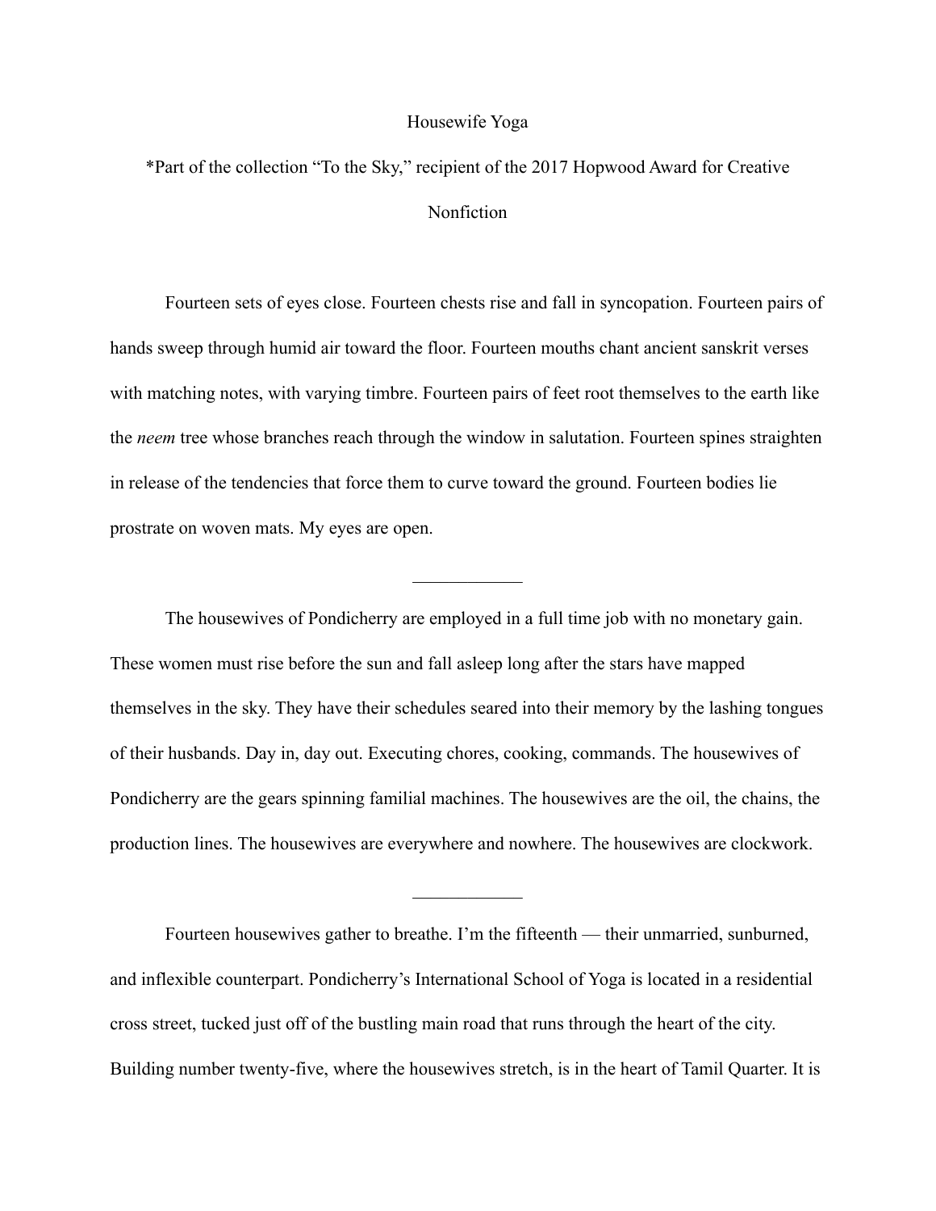# Housewife Yoga

*Part of the collection "To the Sky," recipient of the 2017 Hopwood Award for Creative Nonfiction

Fourteen sets of eyes close. Fourteen chests rise and fall in syncopation. Fourteen pairs of hands sweep through humid air toward the floor. Fourteen mouths chant ancient sanskrit verses with matching notes, with varying timbre. Fourteen pairs of feet root themselves to the earth like the *neem* tree whose branches reach through the window in salutation. Fourteen spines straighten in release of the tendencies that force them to curve toward the ground. Fourteen bodies lie prostrate on woven mats. My eyes are open.

---

The housewives of Pondicherry are employed in a full time job with no monetary gain. These women must rise before the sun and fall asleep long after the stars have mapped themselves in the sky. They have their schedules seared into their memory by the lashing tongues of their husbands. Day in, day out. Executing chores, cooking, commands. The housewives of Pondicherry are the gears spinning familial machines. The housewives are the oil, the chains, the production lines. The housewives are everywhere and nowhere. The housewives are clockwork.

---

Fourteen housewives gather to breathe. I'm the fifteenth — their unmarried, sunburned, and inflexible counterpart. Pondicherry's International School of Yoga is located in a residential cross street, tucked just off of the bustling main road that runs through the heart of the city. Building number twenty-five, where the housewives stretch, is in the heart of Tamil Quarter. It is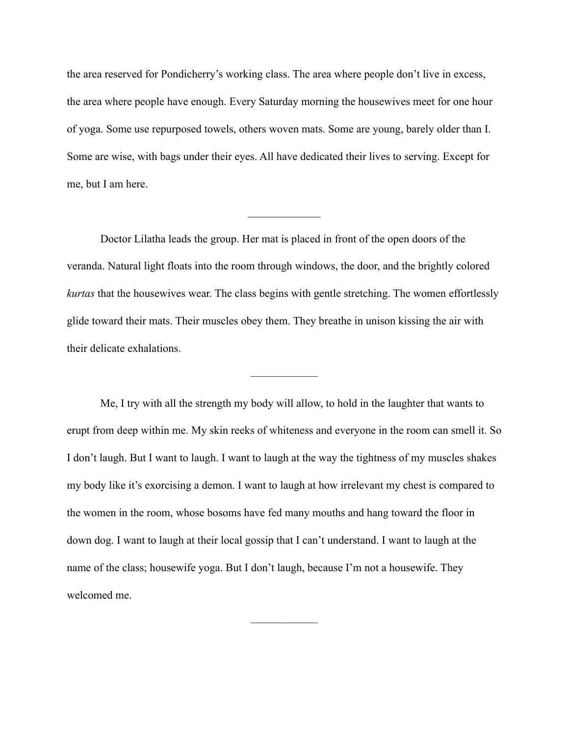the area reserved for Pondicherry's working class. The area where people don't live in excess, the area where people have enough. Every Saturday morning the housewives meet for one hour of yoga. Some use repurposed towels, others woven mats. Some are young, barely older than I. Some are wise, with bags under their eyes. All have dedicated their lives to serving. Except for me, but I am here.

---

Doctor Lilatha leads the group. Her mat is placed in front of the open doors of the veranda. Natural light floats into the room through windows, the door, and the brightly colored *kurtas* that the housewives wear. The class begins with gentle stretching. The women effortlessly glide toward their mats. Their muscles obey them. They breathe in unison kissing the air with their delicate exhalations.

---

Me, I try with all the strength my body will allow, to hold in the laughter that wants to erupt from deep within me. My skin reeks of whiteness and everyone in the room can smell it. So I don't laugh. But I want to laugh. I want to laugh at the way the tightness of my muscles shakes my body like it's exorcising a demon. I want to laugh at how irrelevant my chest is compared to the women in the room, whose bosoms have fed many mouths and hang toward the floor in down dog. I want to laugh at their local gossip that I can't understand. I want to laugh at the name of the class; housewife yoga. But I don't laugh, because I'm not a housewife. They welcomed me.

---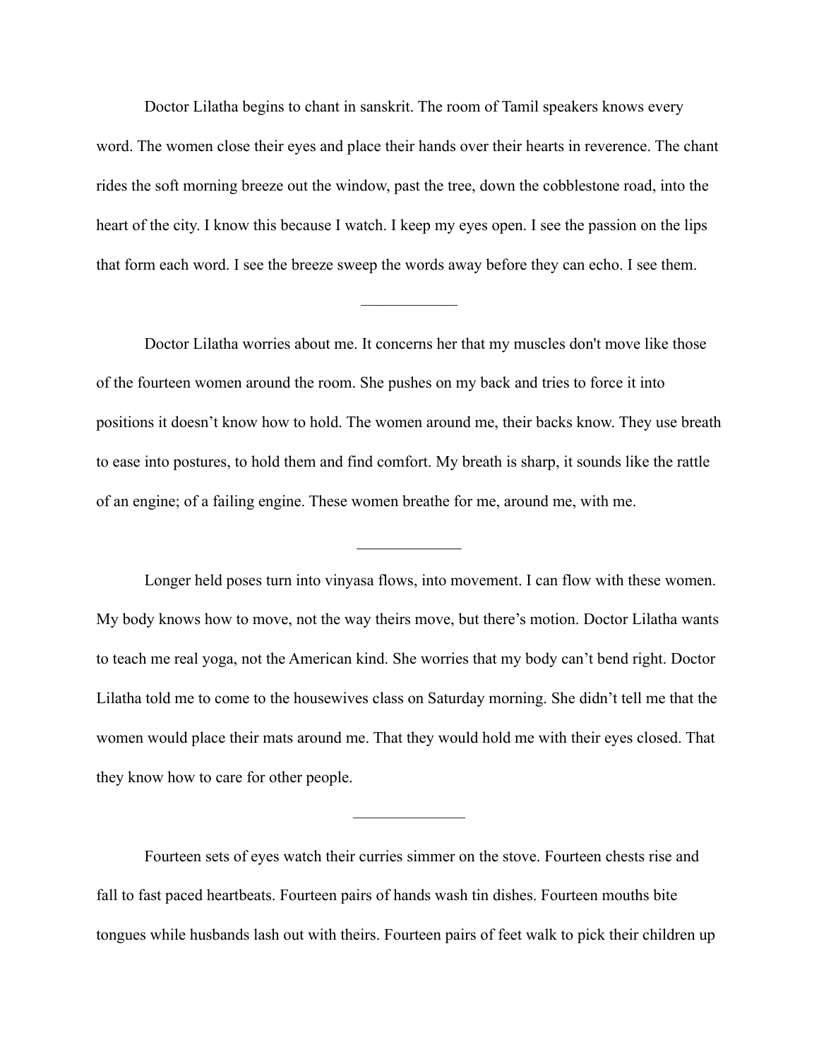Doctor Lilatha begins to chant in sanskrit. The room of Tamil speakers knows every word. The women close their eyes and place their hands over their hearts in reverence. The chant rides the soft morning breeze out the window, past the tree, down the cobblestone road, into the heart of the city. I know this because I watch. I keep my eyes open. I see the passion on the lips that form each word. I see the breeze sweep the words away before they can echo. I see them.

—————

Doctor Lilatha worries about me. It concerns her that my muscles don't move like those of the fourteen women around the room. She pushes on my back and tries to force it into positions it doesn’t know how to hold. The women around me, their backs know. They use breath to ease into postures, to hold them and find comfort. My breath is sharp, it sounds like the rattle of an engine; of a failing engine. These women breathe for me, around me, with me.

—————

Longer held poses turn into vinyasa flows, into movement. I can flow with these women. My body knows how to move, not the way theirs move, but there’s motion. Doctor Lilatha wants to teach me real yoga, not the American kind. She worries that my body can’t bend right. Doctor Lilatha told me to come to the housewives class on Saturday morning. She didn’t tell me that the women would place their mats around me. That they would hold me with their eyes closed. That they know how to care for other people.

—————

Fourteen sets of eyes watch their curries simmer on the stove. Fourteen chests rise and fall to fast paced heartbeats. Fourteen pairs of hands wash tin dishes. Fourteen mouths bite tongues while husbands lash out with theirs. Fourteen pairs of feet walk to pick their children up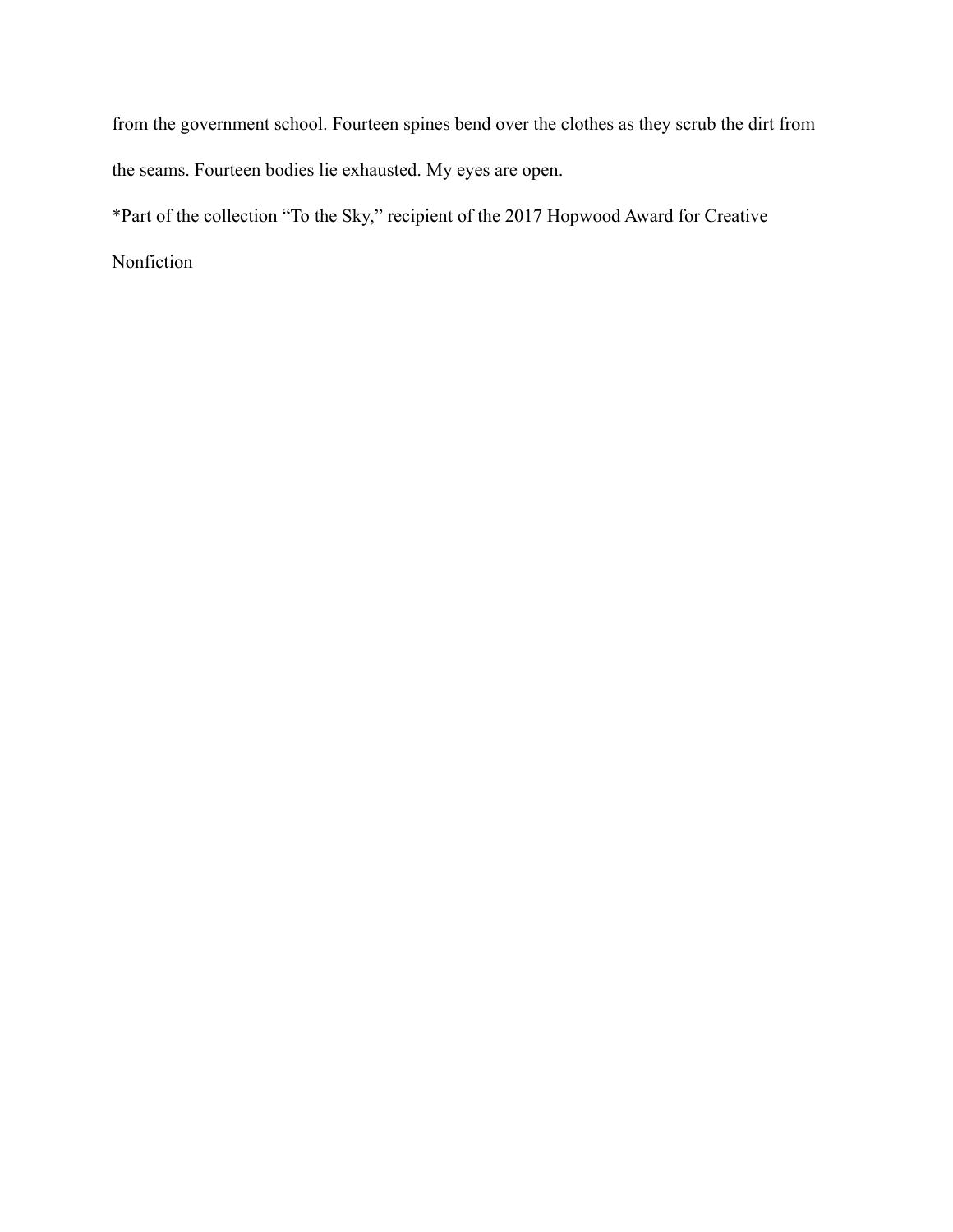from the government school. Fourteen spines bend over the clothes as they scrub the dirt from the seams. Fourteen bodies lie exhausted. My eyes are open.

*Part of the collection “To the Sky,” recipient of the 2017 Hopwood Award for Creative Nonfiction